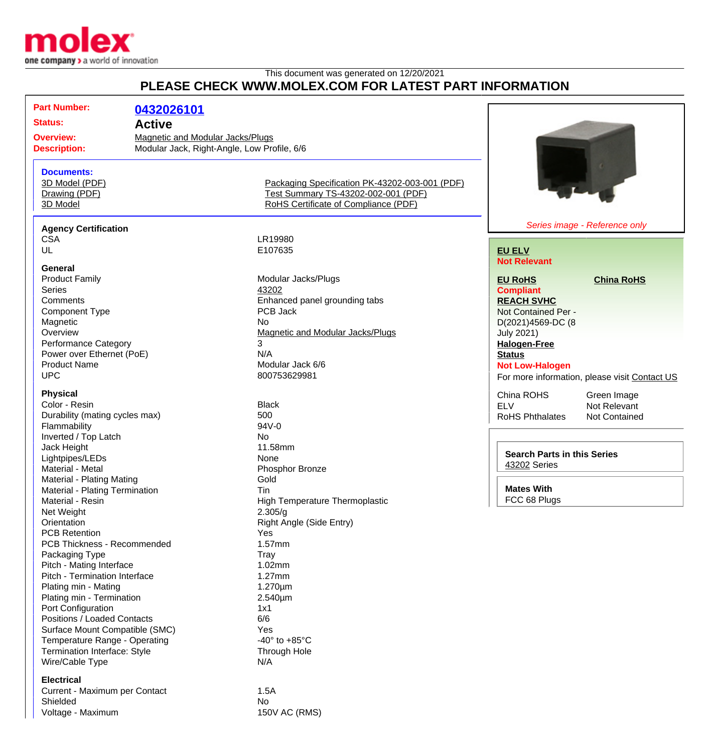molex
one company > a world of innovation

This document was generated on 12/20/2021

# PLEASE CHECK WWW.MOLEX.COM FOR LATEST PART INFORMATION

| | |
|---|---|
| **Part Number:** | **0432026101** |
| **Status:** | **Active** |
| **Overview:** | Magnetic and Modular Jacks/Plugs |
| **Description:** | Modular Jack, Right-Angle, Low Profile, 6/6 |

**Documents:**

- 3D Model (PDF)
- Drawing (PDF)
- 3D Model
- Packaging Specification PK-43202-003-001 (PDF)
- Test Summary TS-43202-002-001 (PDF)
- RoHS Certificate of Compliance (PDF)

*Series image - Reference only*

**EU ELV**
**Not Relevant**

**EU RoHS** **China RoHS**
**Compliant**

**REACH SVHC**
Not Contained Per - D(2021)4569-DC (8 July 2021)

**Halogen-Free Status**
**Not Low-Halogen**

For more information, please visit Contact US

| | |
|---|---|
| China ROHS | Green Image |
| ELV | Not Relevant |
| RoHS Phthalates | Not Contained |

**Search Parts in this Series**
43202 Series

**Mates With**
FCC 68 Plugs

### Agency Certification

| | |
|---|---|
| CSA | LR19980 |
| UL | E107635 |

### General

| | |
|---|---|
| Product Family | Modular Jacks/Plugs |
| Series | 43202 |
| Comments | Enhanced panel grounding tabs |
| Component Type | PCB Jack |
| Magnetic | No |
| Overview | Magnetic and Modular Jacks/Plugs |
| Performance Category | 3 |
| Power over Ethernet (PoE) | N/A |
| Product Name | Modular Jack 6/6 |
| UPC | 800753629981 |

### Physical

| | |
|---|---|
| Color - Resin | Black |
| Durability (mating cycles max) | 500 |
| Flammability | 94V-0 |
| Inverted / Top Latch | No |
| Jack Height | 11.58mm |
| Lightpipes/LEDs | None |
| Material - Metal | Phosphor Bronze |
| Material - Plating Mating | Gold |
| Material - Plating Termination | Tin |
| Material - Resin | High Temperature Thermoplastic |
| Net Weight | 2.305/g |
| Orientation | Right Angle (Side Entry) |
| PCB Retention | Yes |
| PCB Thickness - Recommended | 1.57mm |
| Packaging Type | Tray |
| Pitch - Mating Interface | 1.02mm |
| Pitch - Termination Interface | 1.27mm |
| Plating min - Mating | 1.270µm |
| Plating min - Termination | 2.540µm |
| Port Configuration | 1x1 |
| Positions / Loaded Contacts | 6/6 |
| Surface Mount Compatible (SMC) | Yes |
| Temperature Range - Operating | -40° to +85°C |
| Termination Interface: Style | Through Hole |
| Wire/Cable Type | N/A |

### Electrical

| | |
|---|---|
| Current - Maximum per Contact | 1.5A |
| Shielded | No |
| Voltage - Maximum | 150V AC (RMS) |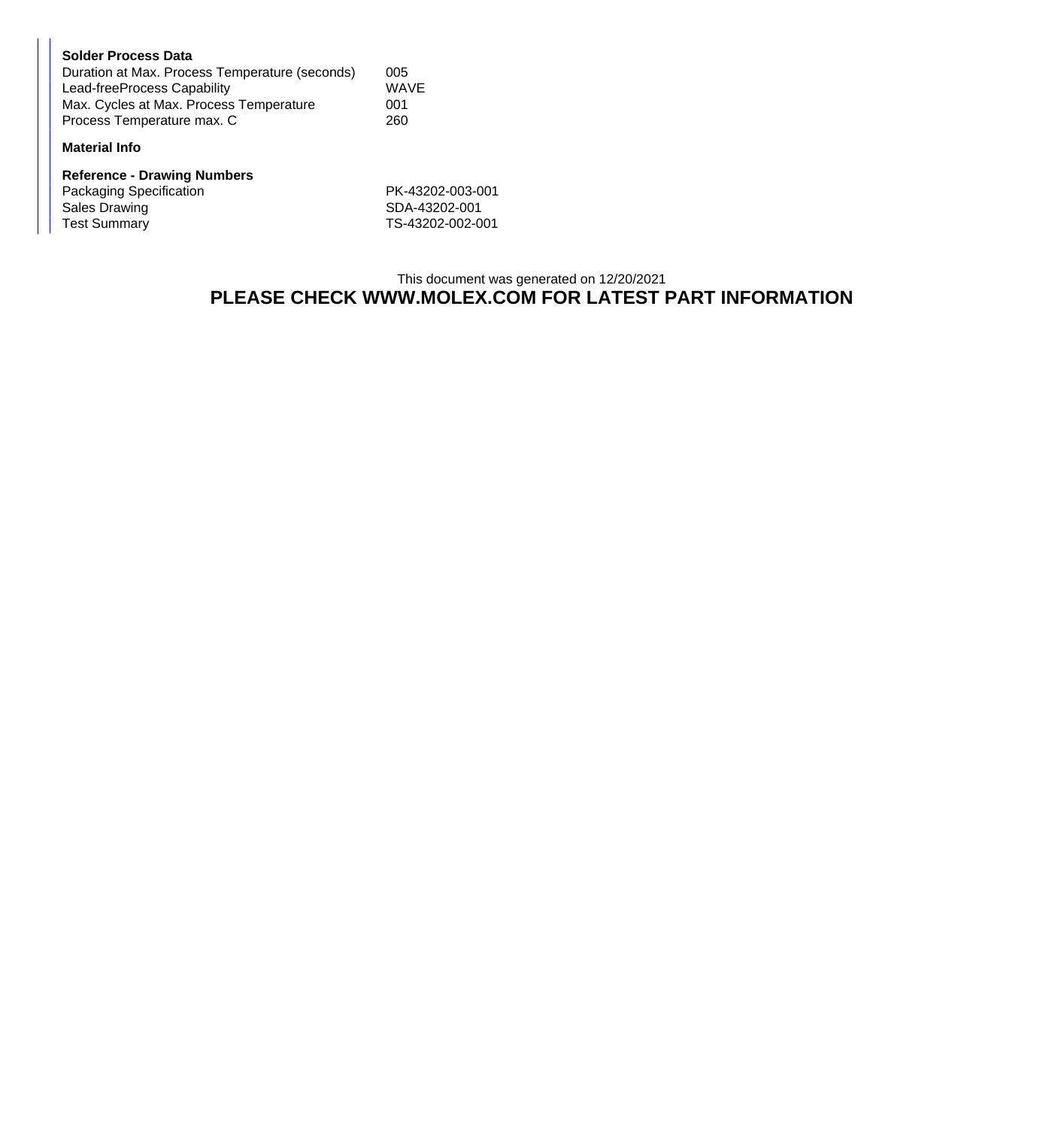**Solder Process Data**

| | |
|---|---|
| Duration at Max. Process Temperature (seconds) | 005 |
| Lead-freeProcess Capability | WAVE |
| Max. Cycles at Max. Process Temperature | 001 |
| Process Temperature max. C | 260 |

**Material Info**

**Reference - Drawing Numbers**

| | |
|---|---|
| Packaging Specification | PK-43202-003-001 |
| Sales Drawing | SDA-43202-001 |
| Test Summary | TS-43202-002-001 |

This document was generated on 12/20/2021

**PLEASE CHECK WWW.MOLEX.COM FOR LATEST PART INFORMATION**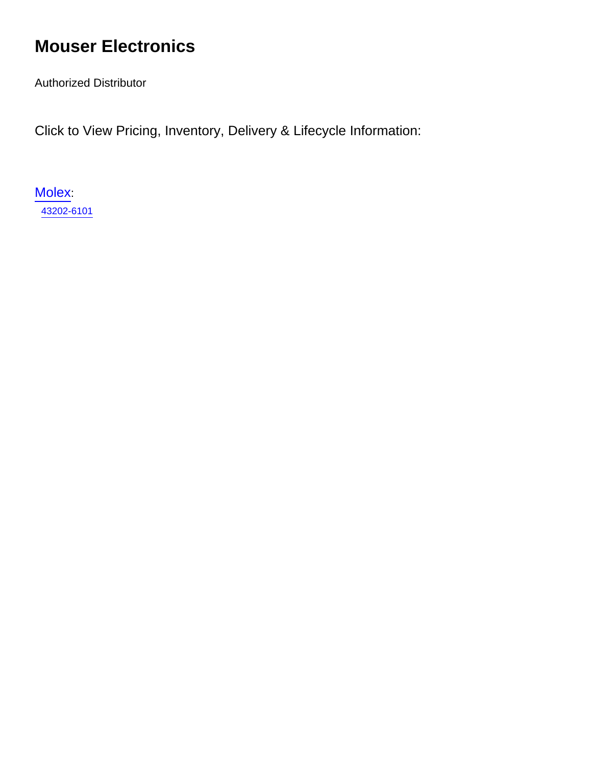# Mouser Electronics

Authorized Distributor

Click to View Pricing, Inventory, Delivery & Lifecycle Information:

Molex:

43202-6101